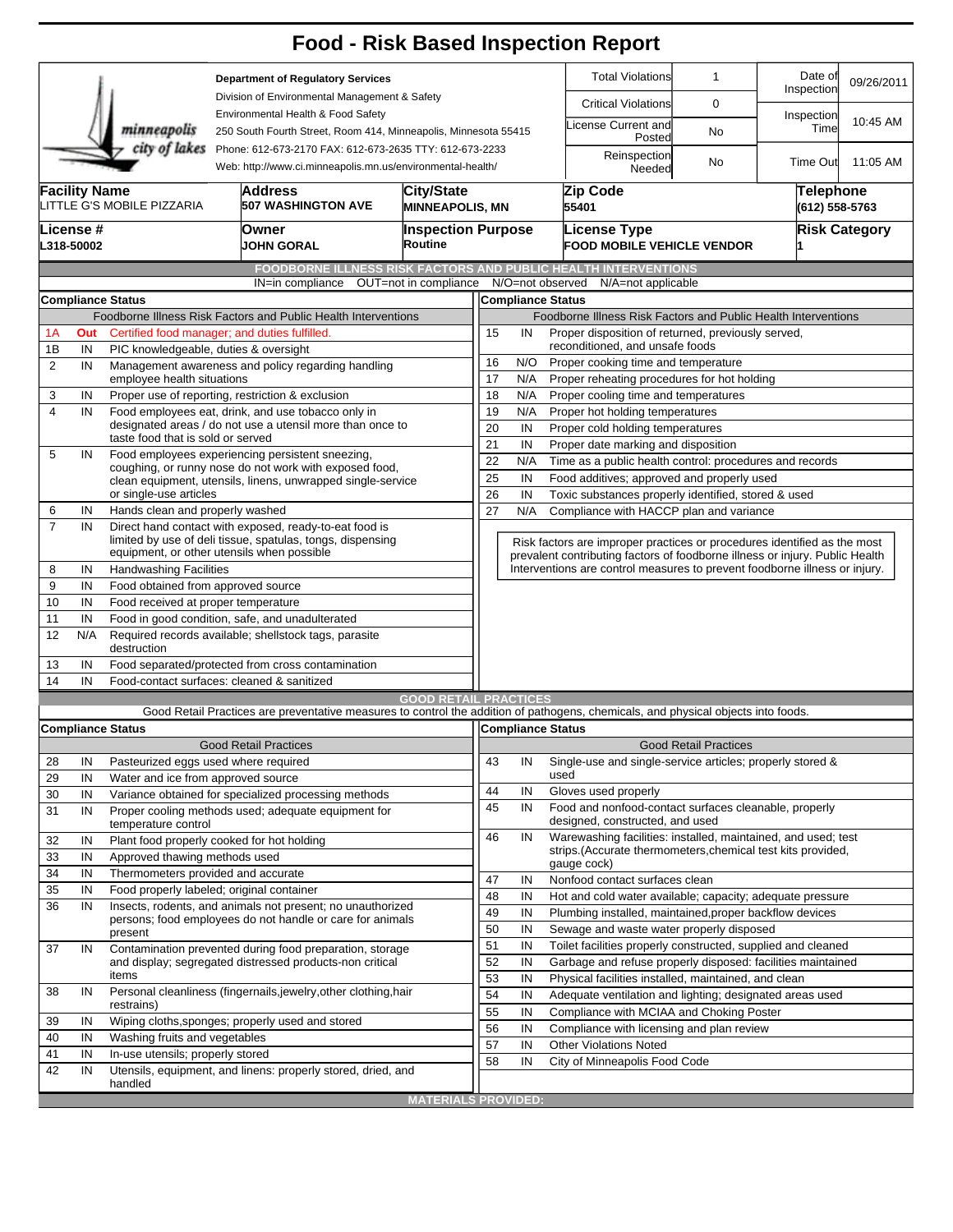# Food - Risk Based Inspection Report

**Department of Regulatory Services**
Division of Environmental Management & Safety
Environmental Health & Food Safety
250 South Fourth Street, Room 414, Minneapolis, Minnesota 55415
Phone: 612-673-2170 FAX: 612-673-2635 TTY: 612-673-2233
Web: http://www.ci.minneapolis.mn.us/environmental-health/

minneapolis city of lakes

| | | | |
|---|---|---|---|
| Total Violations | 1 | Date of Inspection | 09/26/2011 |
| Critical Violations | 0 | Inspection Time | 10:45 AM |
| License Current and Posted | No | | |
| Reinspection Needed | No | Time Out | 11:05 AM |

| Facility Name | Address | City/State | Zip Code | Telephone |
|---|---|---|---|---|
| LITTLE G'S MOBILE PIZZARIA | 507 WASHINGTON AVE | MINNEAPOLIS, MN | 55401 | (612) 558-5763 |

| License # | Owner | Inspection Purpose | License Type | Risk Category |
|---|---|---|---|---|
| L318-50002 | JOHN GORAL | Routine | FOOD MOBILE VEHICLE VENDOR | 1 |

## FOODBORNE ILLNESS RISK FACTORS AND PUBLIC HEALTH INTERVENTIONS

IN=in compliance OUT=not in compliance N/O=not observed N/A=not applicable

**Compliance Status** — Foodborne Illness Risk Factors and Public Health Interventions

| # | Status | Item |
|---|---|---|
| 1A | **Out** | Certified food manager; and duties fulfilled. |
| 1B | IN | PIC knowledgeable, duties & oversight |
| 2 | IN | Management awareness and policy regarding handling employee health situations |
| 3 | IN | Proper use of reporting, restriction & exclusion |
| 4 | IN | Food employees eat, drink, and use tobacco only in designated areas / do not use a utensil more than once to taste food that is sold or served |
| 5 | IN | Food employees experiencing persistent sneezing, coughing, or runny nose do not work with exposed food, clean equipment, utensils, linens, unwrapped single-service or single-use articles |
| 6 | IN | Hands clean and properly washed |
| 7 | IN | Direct hand contact with exposed, ready-to-eat food is limited by use of deli tissue, spatulas, tongs, dispensing equipment, or other utensils when possible |
| 8 | IN | Handwashing Facilities |
| 9 | IN | Food obtained from approved source |
| 10 | IN | Food received at proper temperature |
| 11 | IN | Food in good condition, safe, and unadulterated |
| 12 | N/A | Required records available; shellstock tags, parasite destruction |
| 13 | IN | Food separated/protected from cross contamination |
| 14 | IN | Food-contact surfaces: cleaned & sanitized |
| 15 | IN | Proper disposition of returned, previously served, reconditioned, and unsafe foods |
| 16 | N/O | Proper cooking time and temperature |
| 17 | N/A | Proper reheating procedures for hot holding |
| 18 | N/A | Proper cooling time and temperatures |
| 19 | N/A | Proper hot holding temperatures |
| 20 | IN | Proper cold holding temperatures |
| 21 | IN | Proper date marking and disposition |
| 22 | N/A | Time as a public health control: procedures and records |
| 25 | IN | Food additives; approved and properly used |
| 26 | IN | Toxic substances properly identified, stored & used |
| 27 | N/A | Compliance with HACCP plan and variance |

Risk factors are improper practices or procedures identified as the most prevalent contributing factors of foodborne illness or injury. Public Health Interventions are control measures to prevent foodborne illness or injury.

## GOOD RETAIL PRACTICES

Good Retail Practices are preventative measures to control the addition of pathogens, chemicals, and physical objects into foods.

**Compliance Status** — Good Retail Practices

| # | Status | Item |
|---|---|---|
| 28 | IN | Pasteurized eggs used where required |
| 29 | IN | Water and ice from approved source |
| 30 | IN | Variance obtained for specialized processing methods |
| 31 | IN | Proper cooling methods used; adequate equipment for temperature control |
| 32 | IN | Plant food properly cooked for hot holding |
| 33 | IN | Approved thawing methods used |
| 34 | IN | Thermometers provided and accurate |
| 35 | IN | Food properly labeled; original container |
| 36 | IN | Insects, rodents, and animals not present; no unauthorized persons; food employees do not handle or care for animals present |
| 37 | IN | Contamination prevented during food preparation, storage and display; segregated distressed products-non critical items |
| 38 | IN | Personal cleanliness (fingernails,jewelry,other clothing,hair restrains) |
| 39 | IN | Wiping cloths,sponges; properly used and stored |
| 40 | IN | Washing fruits and vegetables |
| 41 | IN | In-use utensils; properly stored |
| 42 | IN | Utensils, equipment, and linens: properly stored, dried, and handled |
| 43 | IN | Single-use and single-service articles; properly stored & used |
| 44 | IN | Gloves used properly |
| 45 | IN | Food and nonfood-contact surfaces cleanable, properly designed, constructed, and used |
| 46 | IN | Warewashing facilities: installed, maintained, and used; test strips.(Accurate thermometers,chemical test kits provided, gauge cock) |
| 47 | IN | Nonfood contact surfaces clean |
| 48 | IN | Hot and cold water available; capacity; adequate pressure |
| 49 | IN | Plumbing installed, maintained,proper backflow devices |
| 50 | IN | Sewage and waste water properly disposed |
| 51 | IN | Toilet facilities properly constructed, supplied and cleaned |
| 52 | IN | Garbage and refuse properly disposed: facilities maintained |
| 53 | IN | Physical facilities installed, maintained, and clean |
| 54 | IN | Adequate ventilation and lighting; designated areas used |
| 55 | IN | Compliance with MCIAA and Choking Poster |
| 56 | IN | Compliance with licensing and plan review |
| 57 | IN | Other Violations Noted |
| 58 | IN | City of Minneapolis Food Code |

## MATERIALS PROVIDED: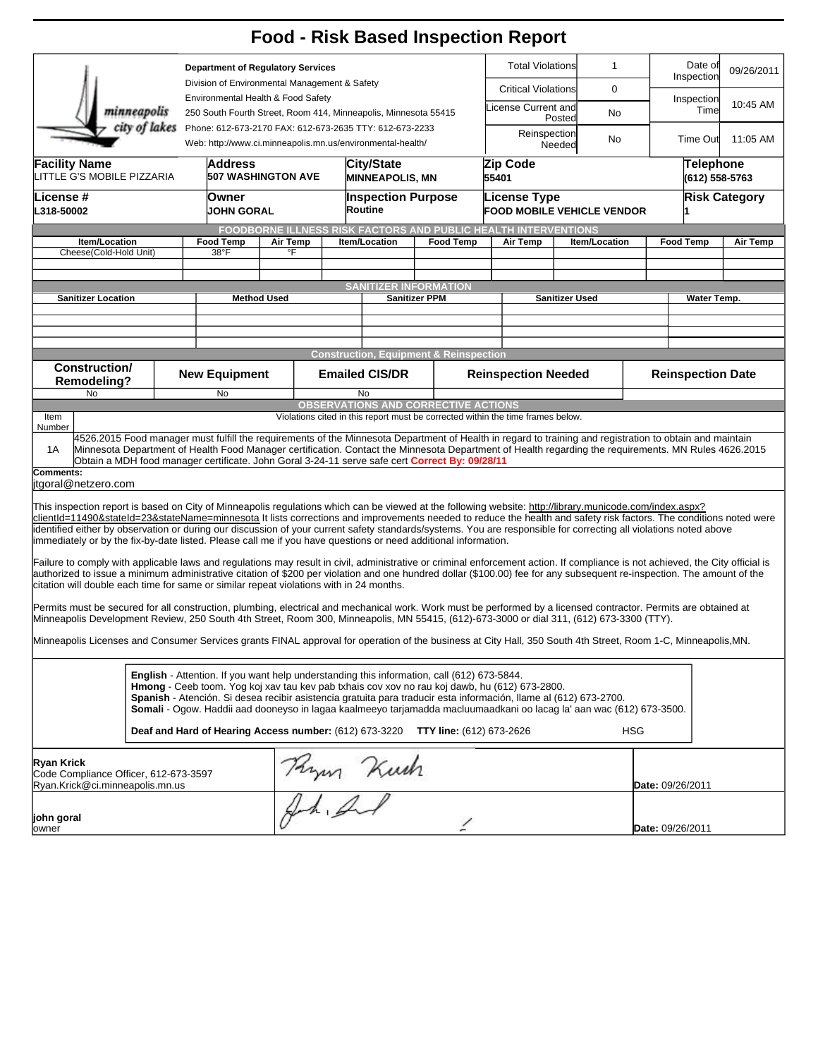# Food - Risk Based Inspection Report

**Department of Regulatory Services**
Division of Environmental Management & Safety
Environmental Health & Food Safety
250 South Fourth Street, Room 414, Minneapolis, Minnesota 55415
Phone: 612-673-2170 FAX: 612-673-2635 TTY: 612-673-2233
Web: http://www.ci.minneapolis.mn.us/environmental-health/

| | | | |
|---|---|---|---|
| Total Violations | 1 | Date of Inspection | 09/26/2011 |
| Critical Violations | 0 | Inspection Time | 10:45 AM |
| License Current and Posted | No | | |
| Reinspection Needed | No | Time Out | 11:05 AM |

| Facility Name | Address | City/State | Zip Code | Telephone |
|---|---|---|---|---|
| LITTLE G'S MOBILE PIZZARIA | 507 WASHINGTON AVE | MINNEAPOLIS, MN | 55401 | (612) 558-5763 |

| License # | Owner | Inspection Purpose | License Type | Risk Category |
|---|---|---|---|---|
| L318-50002 | JOHN GORAL | Routine | FOOD MOBILE VEHICLE VENDOR | 1 |

## FOODBORNE ILLNESS RISK FACTORS AND PUBLIC HEALTH INTERVENTIONS

| Item/Location | Food Temp | Air Temp | Item/Location | Food Temp | Air Temp | Item/Location | Food Temp | Air Temp |
|---|---|---|---|---|---|---|---|---|
| Cheese(Cold-Hold Unit) | 38°F | °F | | | | | | |

## SANITIZER INFORMATION

| Sanitizer Location | Method Used | Sanitizer PPM | Sanitizer Used | Water Temp. |
|---|---|---|---|---|
| | | | | |

## Construction, Equipment & Reinspection

| Construction/ Remodeling? | New Equipment | Emailed CIS/DR | Reinspection Needed | Reinspection Date |
|---|---|---|---|---|
| No | No | No | | |

## OBSERVATIONS AND CORRECTIVE ACTIONS

| Item Number | Violations cited in this report must be corrected within the time frames below. |
|---|---|
| 1A | 4526.2015 Food manager must fulfill the requirements of the Minnesota Department of Health in regard to training and registration to obtain and maintain Minnesota Department of Health Food Manager certification. Contact the Minnesota Department of Health regarding the requirements. MN Rules 4626.2015 Obtain a MDH food manager certificate. John Goral 3-24-11 serve safe cert **Correct By: 09/28/11** |

**Comments:**
jtgoral@netzero.com

This inspection report is based on City of Minneapolis regulations which can be viewed at the following website: http://library.municode.com/index.aspx?clientId=11490&stateId=23&stateName=minnesota It lists corrections and improvements needed to reduce the health and safety risk factors. The conditions noted were identified either by observation or during our discussion of your current safety standards/systems. You are responsible for correcting all violations noted above immediately or by the fix-by-date listed. Please call me if you have questions or need additional information.

Failure to comply with applicable laws and regulations may result in civil, administrative or criminal enforcement action. If compliance is not achieved, the City official is authorized to issue a minimum administrative citation of $200 per violation and one hundred dollar ($100.00) fee for any subsequent re-inspection. The amount of the citation will double each time for same or similar repeat violations with in 24 months.

Permits must be secured for all construction, plumbing, electrical and mechanical work. Work must be performed by a licensed contractor. Permits are obtained at Minneapolis Development Review, 250 South 4th Street, Room 300, Minneapolis, MN 55415, (612)-673-3000 or dial 311, (612) 673-3300 (TTY).

Minneapolis Licenses and Consumer Services grants FINAL approval for operation of the business at City Hall, 350 South 4th Street, Room 1-C, Minneapolis,MN.

**English** - Attention. If you want help understanding this information, call (612) 673-5844.
**Hmong** - Ceeb toom. Yog koj xav tau kev pab txhais cov xov no rau koj dawb, hu (612) 673-2800.
**Spanish** - Atención. Si desea recibir asistencia gratuita para traducir esta información, llame al (612) 673-2700.
**Somali** - Ogow. Haddii aad dooneyso in lagaa kaalmeeyo tarjamadda macluumaadkani oo lacag la' aan wac (612) 673-3500.

**Deaf and Hard of Hearing Access number:** (612) 673-3220 **TTY line:** (612) 673-2626 HSG

**Ryan Krick**
Code Compliance Officer, 612-673-3597
Ryan.Krick@ci.minneapolis.mn.us
**Date:** 09/26/2011

**john goral**
owner
**Date:** 09/26/2011